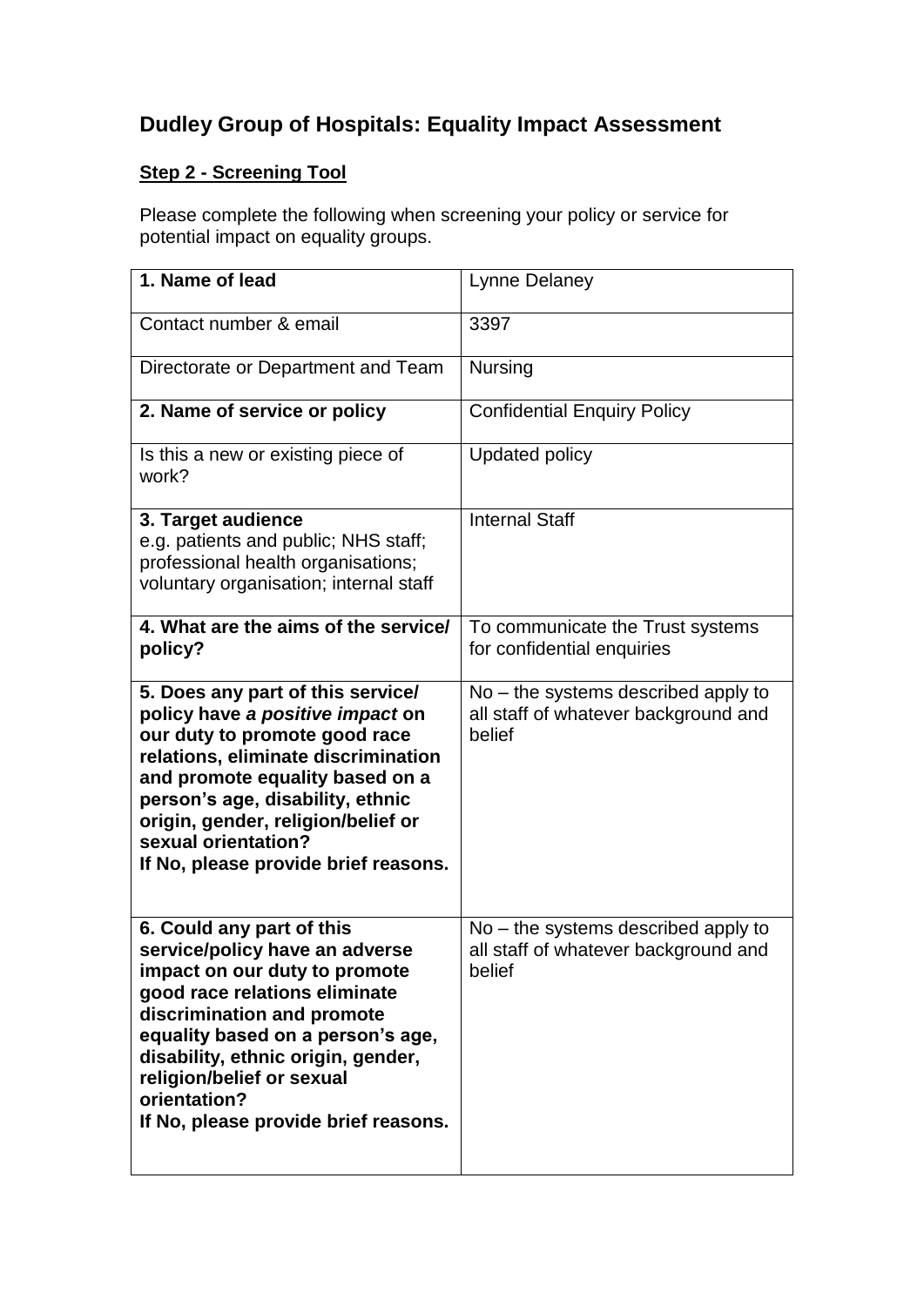# Dudley Group of Hospitals: Equality Impact Assessment

**Step 2 - Screening Tool**

Please complete the following when screening your policy or service for potential impact on equality groups.

| **1. Name of lead** | Lynne Delaney |
|---|---|
| Contact number & email | 3397 |
| Directorate or Department and Team | Nursing |
| **2. Name of service or policy** | Confidential Enquiry Policy |
| Is this a new or existing piece of work? | Updated policy |
| **3. Target audience** e.g. patients and public; NHS staff; professional health organisations; voluntary organisation; internal staff | Internal Staff |
| **4. What are the aims of the service/ policy?** | To communicate the Trust systems for confidential enquiries |
| **5. Does any part of this service/ policy have *a positive impact* on our duty to promote good race relations, eliminate discrimination and promote equality based on a person's age, disability, ethnic origin, gender, religion/belief or sexual orientation? If No, please provide brief reasons.** | No – the systems described apply to all staff of whatever background and belief |
| **6. Could any part of this service/policy have an adverse impact on our duty to promote good race relations eliminate discrimination and promote equality based on a person's age, disability, ethnic origin, gender, religion/belief or sexual orientation? If No, please provide brief reasons.** | No – the systems described apply to all staff of whatever background and belief |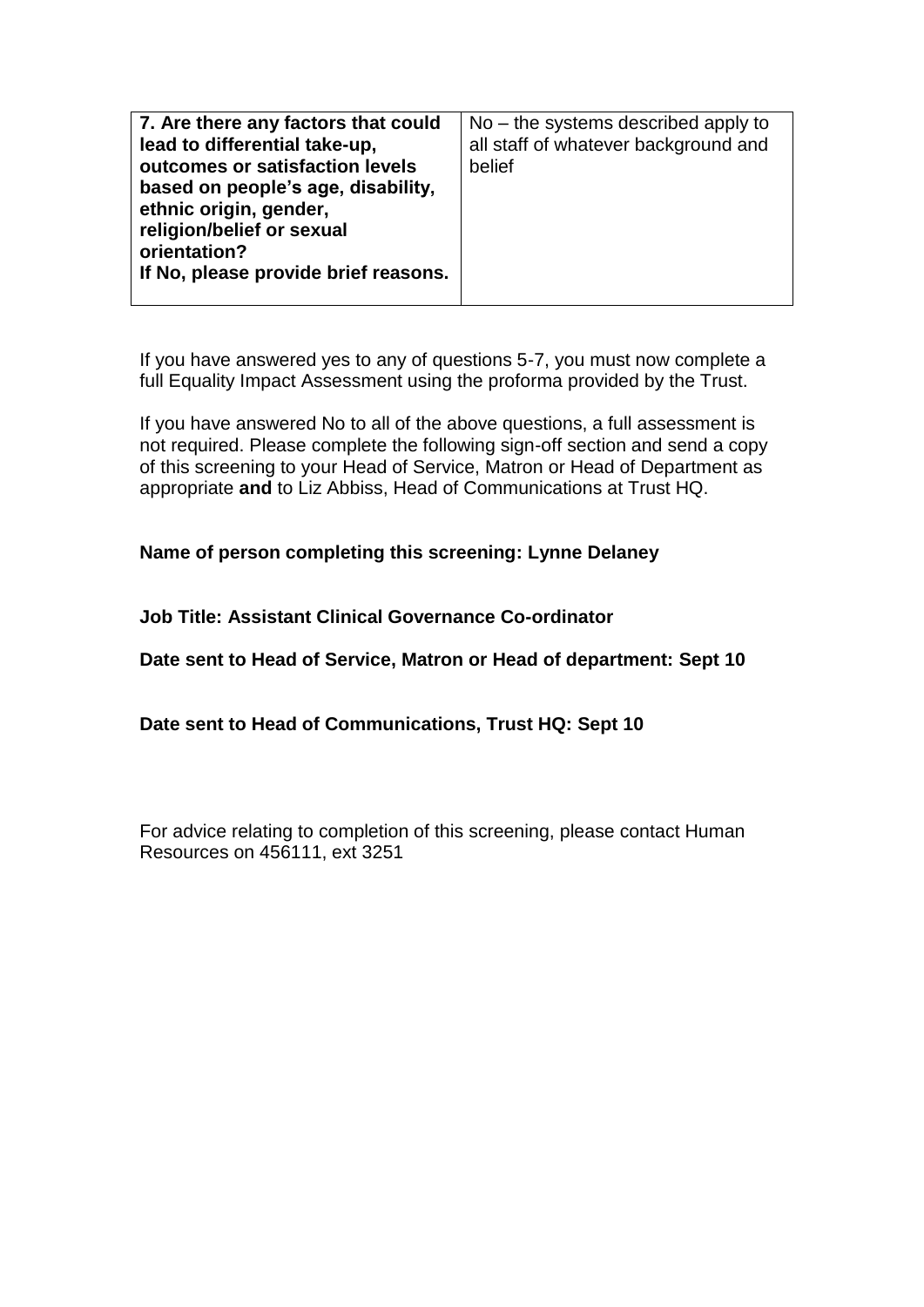| | |
|---|---|
| **7. Are there any factors that could lead to differential take-up, outcomes or satisfaction levels based on people's age, disability, ethnic origin, gender, religion/belief or sexual orientation?**<br>**If No, please provide brief reasons.** | No – the systems described apply to all staff of whatever background and belief |

If you have answered yes to any of questions 5-7, you must now complete a full Equality Impact Assessment using the proforma provided by the Trust.

If you have answered No to all of the above questions, a full assessment is not required. Please complete the following sign-off section and send a copy of this screening to your Head of Service, Matron or Head of Department as appropriate **and** to Liz Abbiss, Head of Communications at Trust HQ.

**Name of person completing this screening: Lynne Delaney**

**Job Title: Assistant Clinical Governance Co-ordinator**

**Date sent to Head of Service, Matron or Head of department: Sept 10**

**Date sent to Head of Communications, Trust HQ: Sept 10**

For advice relating to completion of this screening, please contact Human Resources on 456111, ext 3251